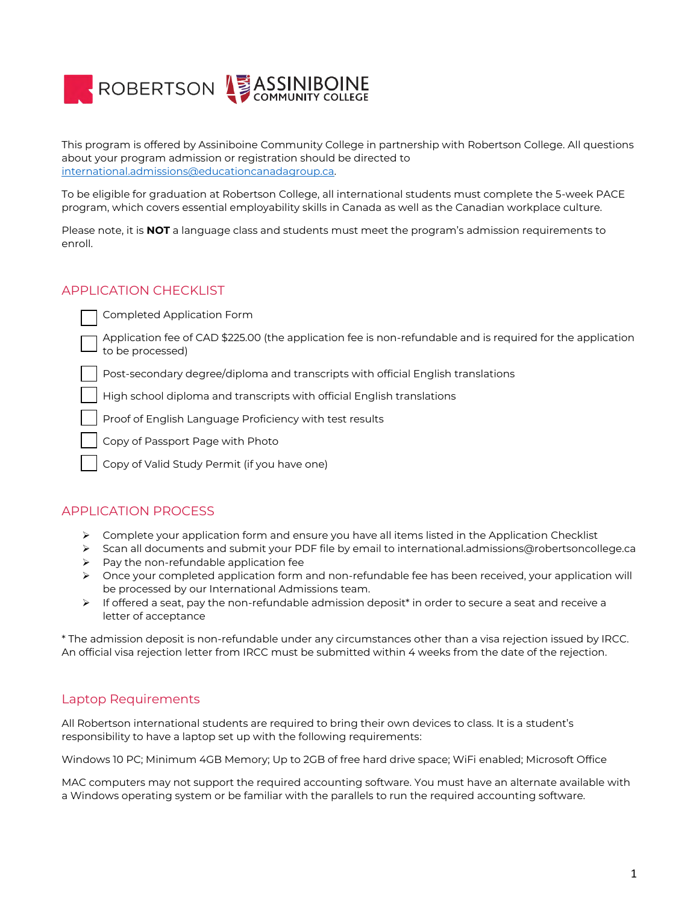ROBERTSON ASSINIBOINE COMMUNITY COLLEGE

This program is offered by Assiniboine Community College in partnership with Robertson College. All questions about your program admission or registration should be directed to international.admissions@educationcanadagroup.ca.

To be eligible for graduation at Robertson College, all international students must complete the 5-week PACE program, which covers essential employability skills in Canada as well as the Canadian workplace culture.

Please note, it is **NOT** a language class and students must meet the program's admission requirements to enroll.

## APPLICATION CHECKLIST

- [ ] Completed Application Form
- [ ] Application fee of CAD $225.00 (the application fee is non-refundable and is required for the application to be processed)
- [ ] Post-secondary degree/diploma and transcripts with official English translations
- [ ] High school diploma and transcripts with official English translations
- [ ] Proof of English Language Proficiency with test results
- [ ] Copy of Passport Page with Photo
- [ ] Copy of Valid Study Permit (if you have one)

## APPLICATION PROCESS

- Complete your application form and ensure you have all items listed in the Application Checklist
- Scan all documents and submit your PDF file by email to international.admissions@robertsoncollege.ca
- Pay the non-refundable application fee
- Once your completed application form and non-refundable fee has been received, your application will be processed by our International Admissions team.
- If offered a seat, pay the non-refundable admission deposit* in order to secure a seat and receive a letter of acceptance

* The admission deposit is non-refundable under any circumstances other than a visa rejection issued by IRCC. An official visa rejection letter from IRCC must be submitted within 4 weeks from the date of the rejection.

## Laptop Requirements

All Robertson international students are required to bring their own devices to class. It is a student's responsibility to have a laptop set up with the following requirements:

Windows 10 PC; Minimum 4GB Memory; Up to 2GB of free hard drive space; WiFi enabled; Microsoft Office

MAC computers may not support the required accounting software. You must have an alternate available with a Windows operating system or be familiar with the parallels to run the required accounting software.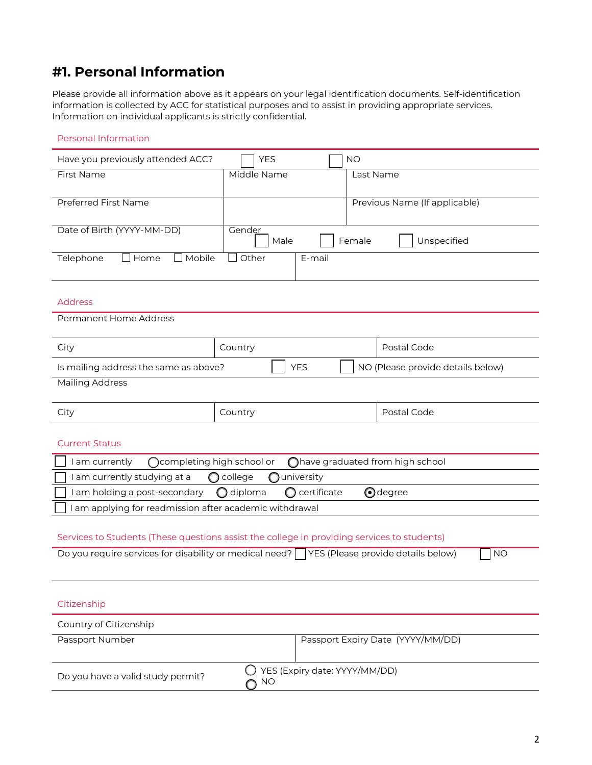# #1. Personal Information

Please provide all information above as it appears on your legal identification documents. Self-identification information is collected by ACC for statistical purposes and to assist in providing appropriate services. Information on individual applicants is strictly confidential.

## Personal Information

| | | |
|---|---|---|
| Have you previously attended ACC? ☐ YES ☐ NO | | |
| First Name | Middle Name | Last Name |
| Preferred First Name | | Previous Name (If applicable) |
| Date of Birth (YYYY-MM-DD) | Gender ☐ Male ☐ Female ☐ Unspecified | |
| Telephone ☐ Home ☐ Mobile ☐ Other | E-mail | |

## Address

| | | |
|---|---|---|
| Permanent Home Address | | |
| City | Country | Postal Code |
| Is mailing address the same as above? ☐ YES ☐ NO (Please provide details below) | | |
| Mailing Address | | |
| City | Country | Postal Code |

## Current Status

- ☐ I am currently ◯ completing high school or ◯ have graduated from high school
- ☐ I am currently studying at a ◯ college ◯ university
- ☐ I am holding a post-secondary ◯ diploma ◯ certificate ◉ degree
- ☐ I am applying for readmission after academic withdrawal

## Services to Students (These questions assist the college in providing services to students)

Do you require services for disability or medical need? ☐ YES (Please provide details below) ☐ NO

## Citizenship

| | |
|---|---|
| Country of Citizenship | |
| Passport Number | Passport Expiry Date (YYYY/MM/DD) |
| Do you have a valid study permit? | ◯ YES (Expiry date: YYYY/MM/DD) ◯ NO |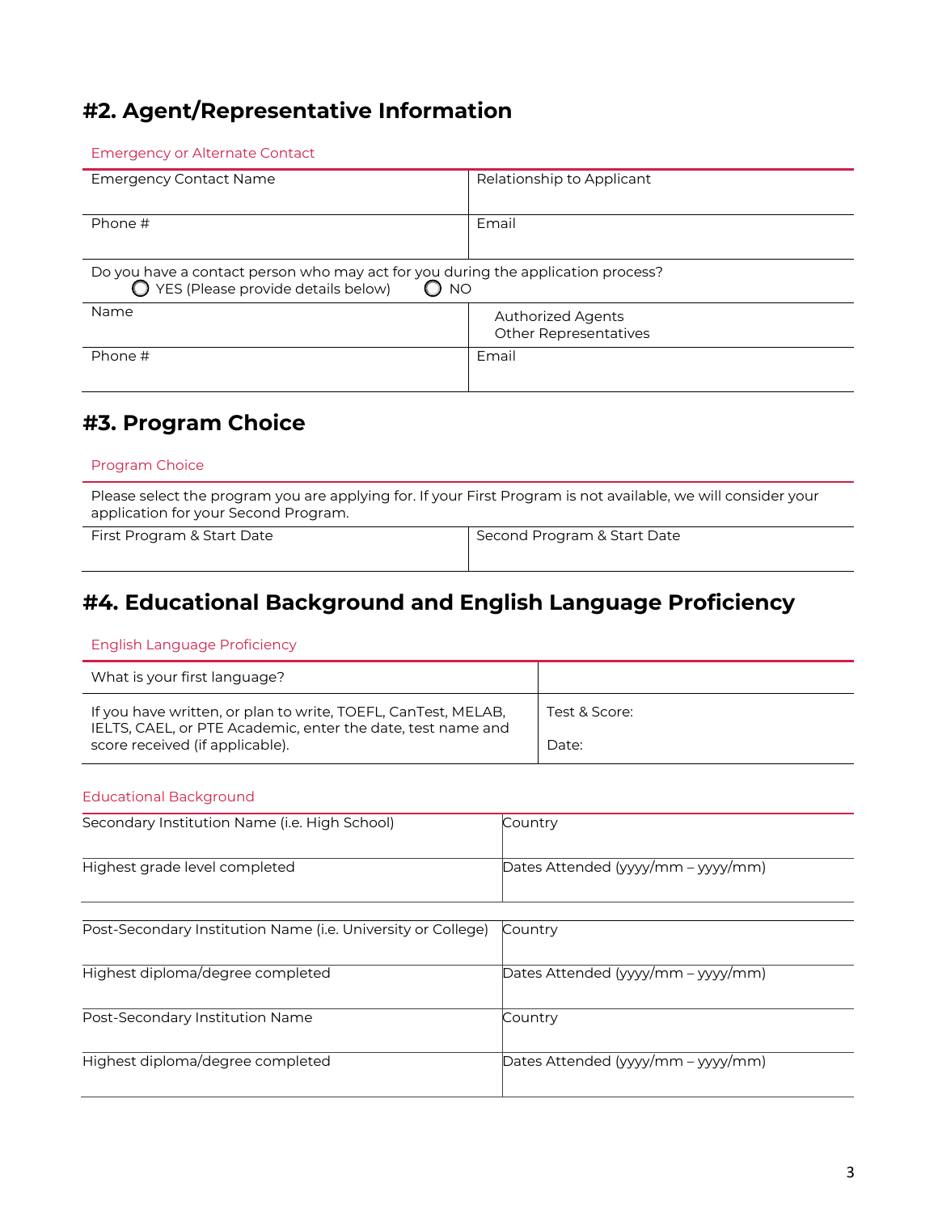## #2. Agent/Representative Information

Emergency or Alternate Contact

| Emergency Contact Name | Relationship to Applicant |
|---|---|
| Phone # | Email |
| Do you have a contact person who may act for you during the application process? ◯ YES (Please provide details below) ◯ NO | |
| Name | Authorized Agents<br>Other Representatives |
| Phone # | Email |

## #3. Program Choice

Program Choice

| Please select the program you are applying for. If your First Program is not available, we will consider your application for your Second Program. | |
|---|---|
| First Program & Start Date | Second Program & Start Date |

## #4. Educational Background and English Language Proficiency

English Language Proficiency

| What is your first language? | |
|---|---|
| If you have written, or plan to write, TOEFL, CanTest, MELAB, IELTS, CAEL, or PTE Academic, enter the date, test name and score received (if applicable). | Test & Score:<br><br>Date: |

Educational Background

| Secondary Institution Name (i.e. High School) | Country |
|---|---|
| Highest grade level completed | Dates Attended (yyyy/mm – yyyy/mm) |

| Post-Secondary Institution Name (i.e. University or College) | Country |
|---|---|
| Highest diploma/degree completed | Dates Attended (yyyy/mm – yyyy/mm) |
| Post-Secondary Institution Name | Country |
| Highest diploma/degree completed | Dates Attended (yyyy/mm – yyyy/mm) |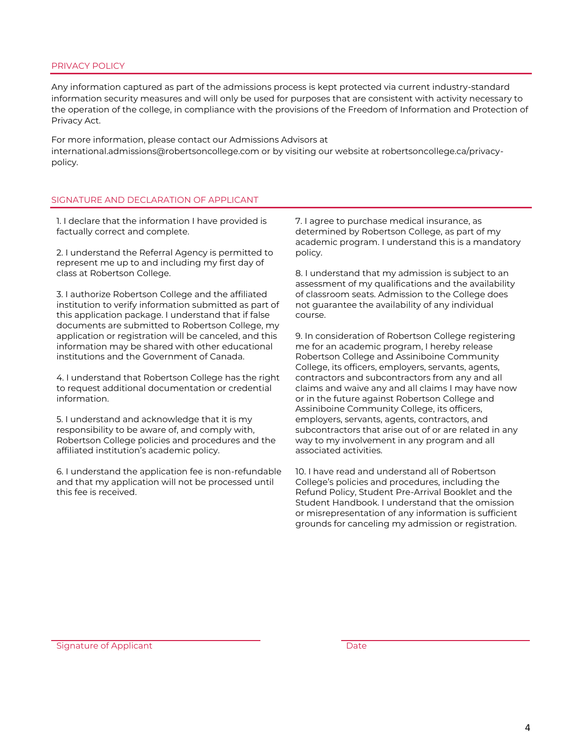## PRIVACY POLICY

Any information captured as part of the admissions process is kept protected via current industry-standard information security measures and will only be used for purposes that are consistent with activity necessary to the operation of the college, in compliance with the provisions of the Freedom of Information and Protection of Privacy Act.

For more information, please contact our Admissions Advisors at international.admissions@robertsoncollege.com or by visiting our website at robertsoncollege.ca/privacy-policy.

## SIGNATURE AND DECLARATION OF APPLICANT

1. I declare that the information I have provided is factually correct and complete.

2. I understand the Referral Agency is permitted to represent me up to and including my first day of class at Robertson College.

3. I authorize Robertson College and the affiliated institution to verify information submitted as part of this application package. I understand that if false documents are submitted to Robertson College, my application or registration will be canceled, and this information may be shared with other educational institutions and the Government of Canada.

4. I understand that Robertson College has the right to request additional documentation or credential information.

5. I understand and acknowledge that it is my responsibility to be aware of, and comply with, Robertson College policies and procedures and the affiliated institution's academic policy.

6. I understand the application fee is non-refundable and that my application will not be processed until this fee is received.

7. I agree to purchase medical insurance, as determined by Robertson College, as part of my academic program. I understand this is a mandatory policy.

8. I understand that my admission is subject to an assessment of my qualifications and the availability of classroom seats. Admission to the College does not guarantee the availability of any individual course.

9. In consideration of Robertson College registering me for an academic program, I hereby release Robertson College and Assiniboine Community College, its officers, employers, servants, agents, contractors and subcontractors from any and all claims and waive any and all claims I may have now or in the future against Robertson College and Assiniboine Community College, its officers, employers, servants, agents, contractors, and subcontractors that arise out of or are related in any way to my involvement in any program and all associated activities.

10. I have read and understand all of Robertson College's policies and procedures, including the Refund Policy, Student Pre-Arrival Booklet and the Student Handbook. I understand that the omission or misrepresentation of any information is sufficient grounds for canceling my admission or registration.

Signature of Applicant

Date